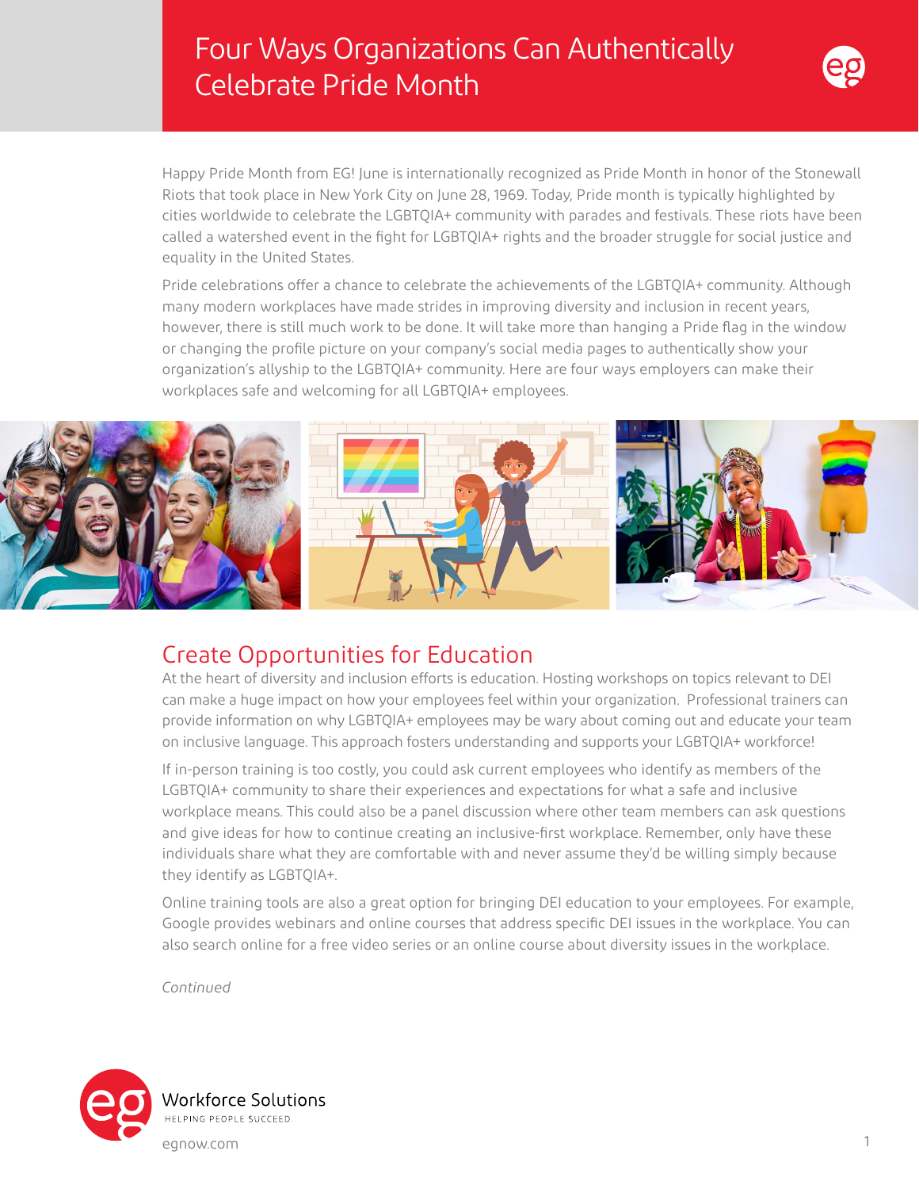# Four Ways Organizations Can Authentically Celebrate Pride Month

Happy Pride Month from EG! June is internationally recognized as Pride Month in honor of the Stonewall Riots that took place in New York City on June 28, 1969. Today, Pride month is typically highlighted by cities worldwide to celebrate the LGBTQIA+ community with parades and festivals. These riots have been called a watershed event in the fight for LGBTQIA+ rights and the broader struggle for social justice and equality in the United States.

Pride celebrations offer a chance to celebrate the achievements of the LGBTQIA+ community. Although many modern workplaces have made strides in improving diversity and inclusion in recent years, however, there is still much work to be done. It will take more than hanging a Pride flag in the window or changing the profile picture on your company's social media pages to authentically show your organization's allyship to the LGBTQIA+ community. Here are four ways employers can make their workplaces safe and welcoming for all LGBTQIA+ employees.

## Create Opportunities for Education

At the heart of diversity and inclusion efforts is education. Hosting workshops on topics relevant to DEI can make a huge impact on how your employees feel within your organization. Professional trainers can provide information on why LGBTQIA+ employees may be wary about coming out and educate your team on inclusive language. This approach fosters understanding and supports your LGBTQIA+ workforce!

If in-person training is too costly, you could ask current employees who identify as members of the LGBTQIA+ community to share their experiences and expectations for what a safe and inclusive workplace means. This could also be a panel discussion where other team members can ask questions and give ideas for how to continue creating an inclusive-first workplace. Remember, only have these individuals share what they are comfortable with and never assume they'd be willing simply because they identify as LGBTQIA+.

Online training tools are also a great option for bringing DEI education to your employees. For example, Google provides webinars and online courses that address specific DEI issues in the workplace. You can also search online for a free video series or an online course about diversity issues in the workplace.

*Continued*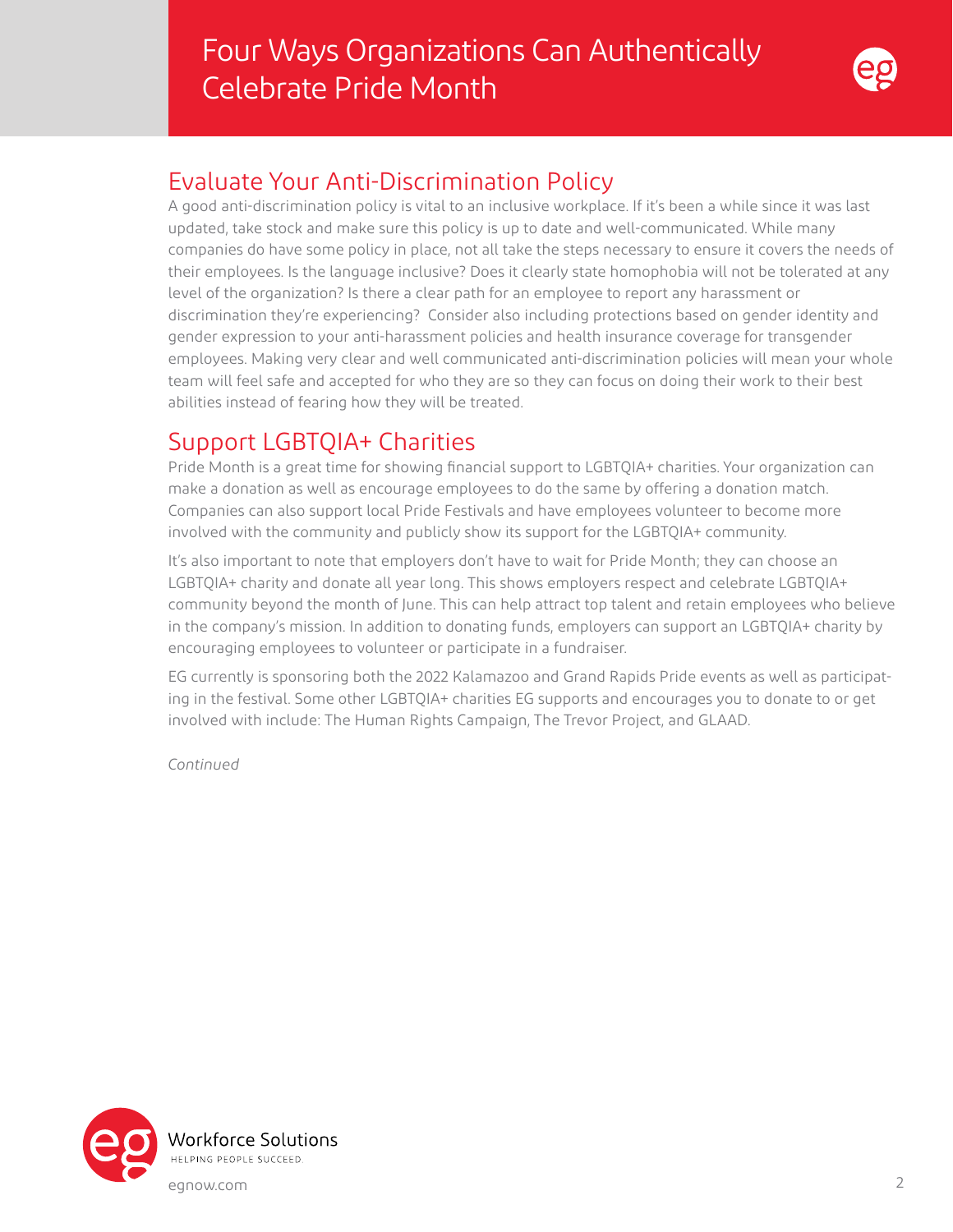## Evaluate Your Anti-Discrimination Policy

A good anti-discrimination policy is vital to an inclusive workplace. If it's been a while since it was last updated, take stock and make sure this policy is up to date and well-communicated. While many companies do have some policy in place, not all take the steps necessary to ensure it covers the needs of their employees. Is the language inclusive? Does it clearly state homophobia will not be tolerated at any level of the organization? Is there a clear path for an employee to report any harassment or discrimination they're experiencing?  Consider also including protections based on gender identity and gender expression to your anti-harassment policies and health insurance coverage for transgender employees. Making very clear and well communicated anti-discrimination policies will mean your whole team will feel safe and accepted for who they are so they can focus on doing their work to their best abilities instead of fearing how they will be treated.

## Support LGBTQIA+ Charities

Pride Month is a great time for showing financial support to LGBTQIA+ charities. Your organization can make a donation as well as encourage employees to do the same by offering a donation match. Companies can also support local Pride Festivals and have employees volunteer to become more involved with the community and publicly show its support for the LGBTQIA+ community.

It's also important to note that employers don't have to wait for Pride Month; they can choose an LGBTQIA+ charity and donate all year long. This shows employers respect and celebrate LGBTQIA+ community beyond the month of June. This can help attract top talent and retain employees who believe in the company's mission. In addition to donating funds, employers can support an LGBTQIA+ charity by encouraging employees to volunteer or participate in a fundraiser.

EG currently is sponsoring both the 2022 Kalamazoo and Grand Rapids Pride events as well as participating in the festival. Some other LGBTQIA+ charities EG supports and encourages you to donate to or get involved with include: The Human Rights Campaign, The Trevor Project, and GLAAD.

*Continued*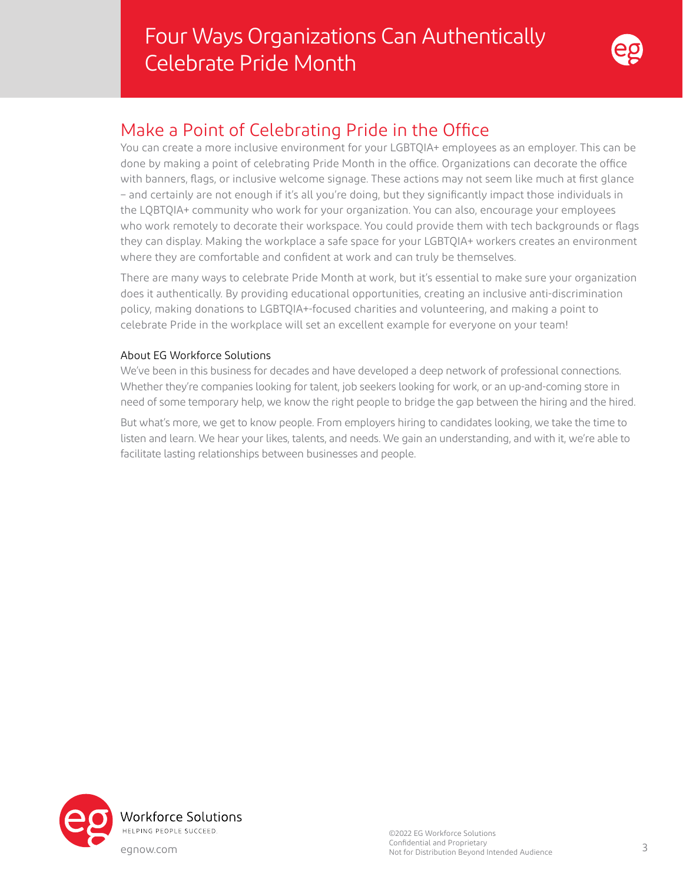## Make a Point of Celebrating Pride in the Office

You can create a more inclusive environment for your LGBTQIA+ employees as an employer. This can be done by making a point of celebrating Pride Month in the office. Organizations can decorate the office with banners, flags, or inclusive welcome signage. These actions may not seem like much at first glance – and certainly are not enough if it's all you're doing, but they significantly impact those individuals in the LQBTQIA+ community who work for your organization. You can also, encourage your employees who work remotely to decorate their workspace. You could provide them with tech backgrounds or flags they can display. Making the workplace a safe space for your LGBTQIA+ workers creates an environment where they are comfortable and confident at work and can truly be themselves.

There are many ways to celebrate Pride Month at work, but it's essential to make sure your organization does it authentically. By providing educational opportunities, creating an inclusive anti-discrimination policy, making donations to LGBTQIA+-focused charities and volunteering, and making a point to celebrate Pride in the workplace will set an excellent example for everyone on your team!

### About EG Workforce Solutions

We've been in this business for decades and have developed a deep network of professional connections. Whether they're companies looking for talent, job seekers looking for work, or an up-and-coming store in need of some temporary help, we know the right people to bridge the gap between the hiring and the hired.

But what's more, we get to know people. From employers hiring to candidates looking, we take the time to listen and learn. We hear your likes, talents, and needs. We gain an understanding, and with it, we're able to facilitate lasting relationships between businesses and people.